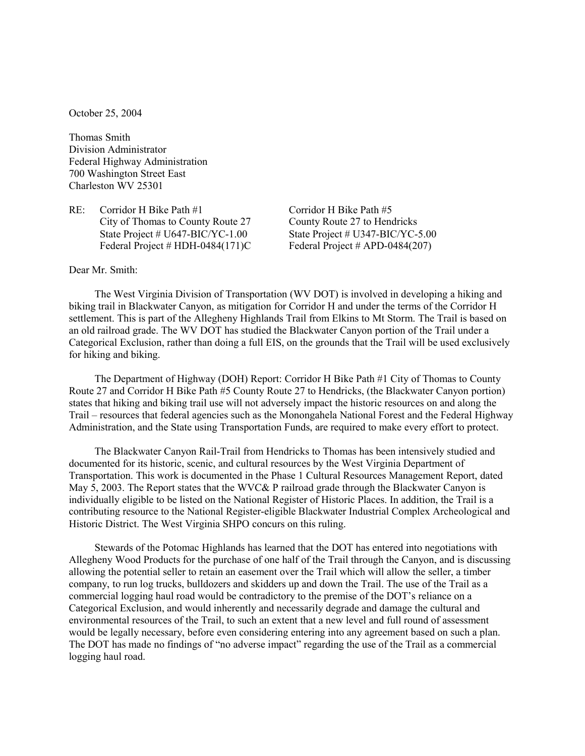October 25, 2004

Thomas Smith
Division Administrator
Federal Highway Administration
700 Washington Street East
Charleston WV 25301

RE: Corridor H Bike Path #1
City of Thomas to County Route 27
State Project # U647-BIC/YC-1.00
Federal Project # HDH-0484(171)C

Corridor H Bike Path #5
County Route 27 to Hendricks
State Project # U347-BIC/YC-5.00
Federal Project # APD-0484(207)

Dear Mr. Smith:

The West Virginia Division of Transportation (WV DOT) is involved in developing a hiking and biking trail in Blackwater Canyon, as mitigation for Corridor H and under the terms of the Corridor H settlement. This is part of the Allegheny Highlands Trail from Elkins to Mt Storm. The Trail is based on an old railroad grade. The WV DOT has studied the Blackwater Canyon portion of the Trail under a Categorical Exclusion, rather than doing a full EIS, on the grounds that the Trail will be used exclusively for hiking and biking.

The Department of Highway (DOH) Report: Corridor H Bike Path #1 City of Thomas to County Route 27 and Corridor H Bike Path #5 County Route 27 to Hendricks, (the Blackwater Canyon portion) states that hiking and biking trail use will not adversely impact the historic resources on and along the Trail – resources that federal agencies such as the Monongahela National Forest and the Federal Highway Administration, and the State using Transportation Funds, are required to make every effort to protect.

The Blackwater Canyon Rail-Trail from Hendricks to Thomas has been intensively studied and documented for its historic, scenic, and cultural resources by the West Virginia Department of Transportation. This work is documented in the Phase 1 Cultural Resources Management Report, dated May 5, 2003. The Report states that the WVC& P railroad grade through the Blackwater Canyon is individually eligible to be listed on the National Register of Historic Places. In addition, the Trail is a contributing resource to the National Register-eligible Blackwater Industrial Complex Archeological and Historic District. The West Virginia SHPO concurs on this ruling.

Stewards of the Potomac Highlands has learned that the DOT has entered into negotiations with Allegheny Wood Products for the purchase of one half of the Trail through the Canyon, and is discussing allowing the potential seller to retain an easement over the Trail which will allow the seller, a timber company, to run log trucks, bulldozers and skidders up and down the Trail. The use of the Trail as a commercial logging haul road would be contradictory to the premise of the DOT's reliance on a Categorical Exclusion, and would inherently and necessarily degrade and damage the cultural and environmental resources of the Trail, to such an extent that a new level and full round of assessment would be legally necessary, before even considering entering into any agreement based on such a plan. The DOT has made no findings of "no adverse impact" regarding the use of the Trail as a commercial logging haul road.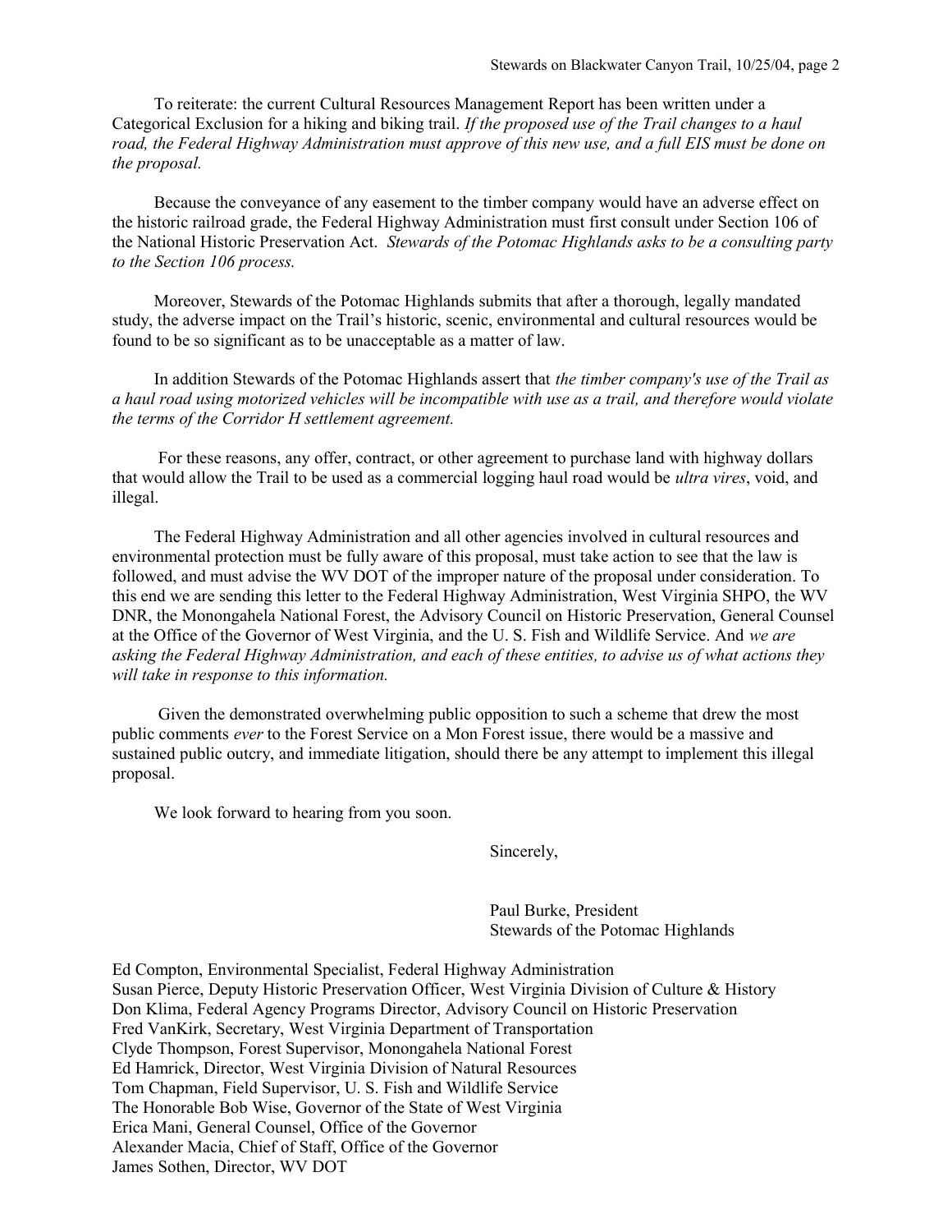To reiterate: the current Cultural Resources Management Report has been written under a Categorical Exclusion for a hiking and biking trail. *If the proposed use of the Trail changes to a haul road, the Federal Highway Administration must approve of this new use, and a full EIS must be done on the proposal.*

Because the conveyance of any easement to the timber company would have an adverse effect on the historic railroad grade, the Federal Highway Administration must first consult under Section 106 of the National Historic Preservation Act. *Stewards of the Potomac Highlands asks to be a consulting party to the Section 106 process.*

Moreover, Stewards of the Potomac Highlands submits that after a thorough, legally mandated study, the adverse impact on the Trail's historic, scenic, environmental and cultural resources would be found to be so significant as to be unacceptable as a matter of law.

In addition Stewards of the Potomac Highlands assert that *the timber company's use of the Trail as a haul road using motorized vehicles will be incompatible with use as a trail, and therefore would violate the terms of the Corridor H settlement agreement.*

For these reasons, any offer, contract, or other agreement to purchase land with highway dollars that would allow the Trail to be used as a commercial logging haul road would be *ultra vires*, void, and illegal.

The Federal Highway Administration and all other agencies involved in cultural resources and environmental protection must be fully aware of this proposal, must take action to see that the law is followed, and must advise the WV DOT of the improper nature of the proposal under consideration. To this end we are sending this letter to the Federal Highway Administration, West Virginia SHPO, the WV DNR, the Monongahela National Forest, the Advisory Council on Historic Preservation, General Counsel at the Office of the Governor of West Virginia, and the U. S. Fish and Wildlife Service. And *we are asking the Federal Highway Administration, and each of these entities, to advise us of what actions they will take in response to this information.*

Given the demonstrated overwhelming public opposition to such a scheme that drew the most public comments *ever* to the Forest Service on a Mon Forest issue, there would be a massive and sustained public outcry, and immediate litigation, should there be any attempt to implement this illegal proposal.

We look forward to hearing from you soon.

Sincerely,

Paul Burke, President
Stewards of the Potomac Highlands

Ed Compton, Environmental Specialist, Federal Highway Administration
Susan Pierce, Deputy Historic Preservation Officer, West Virginia Division of Culture & History
Don Klima, Federal Agency Programs Director, Advisory Council on Historic Preservation
Fred VanKirk, Secretary, West Virginia Department of Transportation
Clyde Thompson, Forest Supervisor, Monongahela National Forest
Ed Hamrick, Director, West Virginia Division of Natural Resources
Tom Chapman, Field Supervisor, U. S. Fish and Wildlife Service
The Honorable Bob Wise, Governor of the State of West Virginia
Erica Mani, General Counsel, Office of the Governor
Alexander Macia, Chief of Staff, Office of the Governor
James Sothen, Director, WV DOT